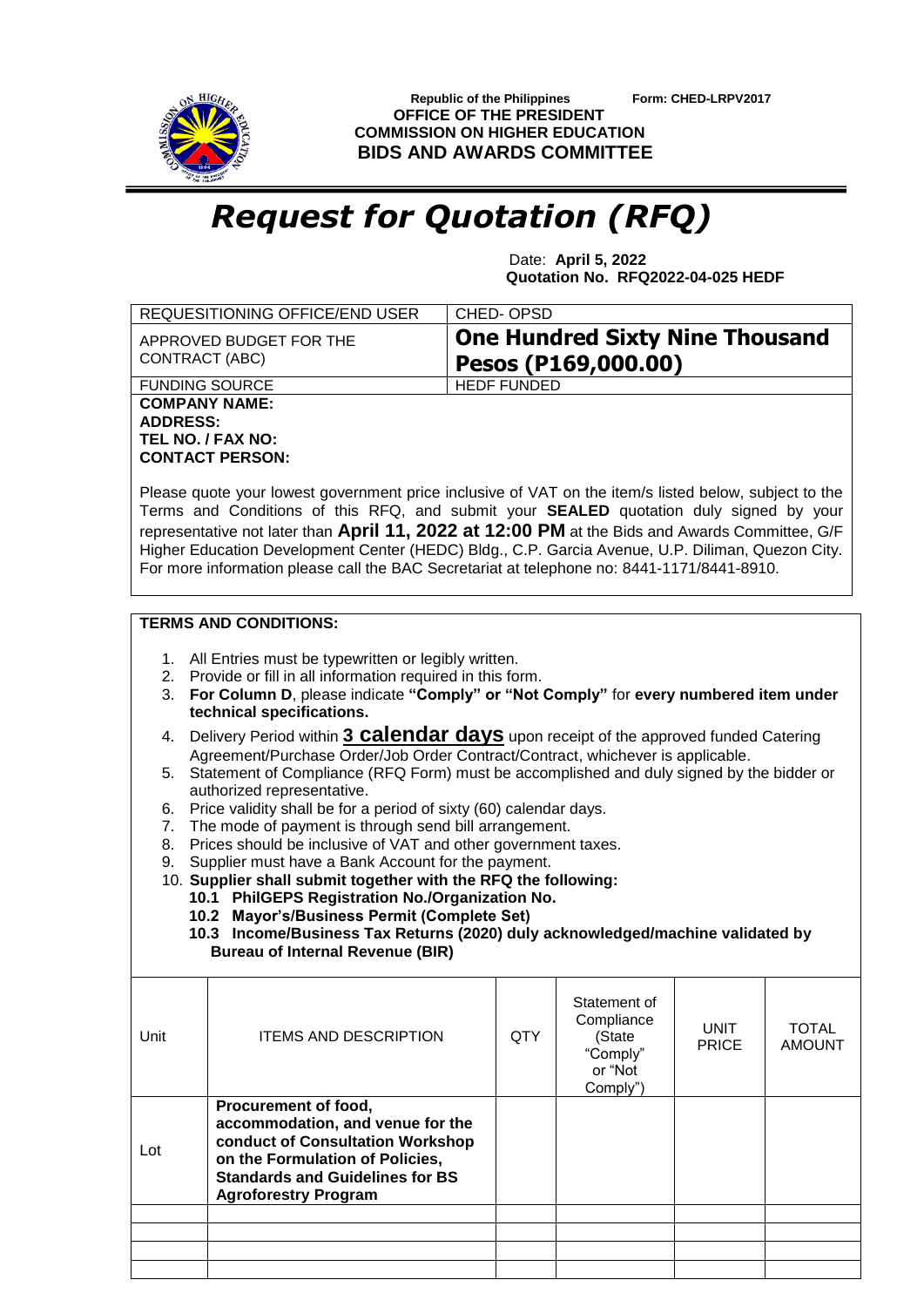Republic of the Philippines Form: CHED-LRPV2017

**OFFICE OF THE PRESIDENT**
**COMMISSION ON HIGHER EDUCATION**
**BIDS AND AWARDS COMMITTEE**

# *Request for Quotation (RFQ)*

Date: **April 5, 2022**
**Quotation No. RFQ2022-04-025 HEDF**

| REQUESITIONING OFFICE/END USER | CHED- OPSD |
|---|---|
| APPROVED BUDGET FOR THE CONTRACT (ABC) | **One Hundred Sixty Nine Thousand Pesos (P169,000.00)** |
| FUNDING SOURCE | HEDF FUNDED |

**COMPANY NAME:**
**ADDRESS:**
**TEL NO. / FAX NO:**
**CONTACT PERSON:**

Please quote your lowest government price inclusive of VAT on the item/s listed below, subject to the Terms and Conditions of this RFQ, and submit your **SEALED** quotation duly signed by your representative not later than **April 11, 2022 at 12:00 PM** at the Bids and Awards Committee, G/F Higher Education Development Center (HEDC) Bldg., C.P. Garcia Avenue, U.P. Diliman, Quezon City. For more information please call the BAC Secretariat at telephone no: 8441-1171/8441-8910.

**TERMS AND CONDITIONS:**

1. All Entries must be typewritten or legibly written.
2. Provide or fill in all information required in this form.
3. **For Column D**, please indicate **"Comply" or "Not Comply"** for **every numbered item under technical specifications.**
4. Delivery Period within **3 calendar days** upon receipt of the approved funded Catering Agreement/Purchase Order/Job Order Contract/Contract, whichever is applicable.
5. Statement of Compliance (RFQ Form) must be accomplished and duly signed by the bidder or authorized representative.
6. Price validity shall be for a period of sixty (60) calendar days.
7. The mode of payment is through send bill arrangement.
8. Prices should be inclusive of VAT and other government taxes.
9. Supplier must have a Bank Account for the payment.
10. **Supplier shall submit together with the RFQ the following:**
    - **10.1 PhilGEPS Registration No./Organization No.**
    - **10.2 Mayor's/Business Permit (Complete Set)**
    - **10.3 Income/Business Tax Returns (2020) duly acknowledged/machine validated by Bureau of Internal Revenue (BIR)**

| Unit | ITEMS AND DESCRIPTION | QTY | Statement of Compliance (State "Comply" or "Not Comply") | UNIT PRICE | TOTAL AMOUNT |
|---|---|---|---|---|---|
| Lot | **Procurement of food, accommodation, and venue for the conduct of Consultation Workshop on the Formulation of Policies, Standards and Guidelines for BS Agroforestry Program** | | | | |
| | | | | | |
| | | | | | |
| | | | | | |
| | | | | | |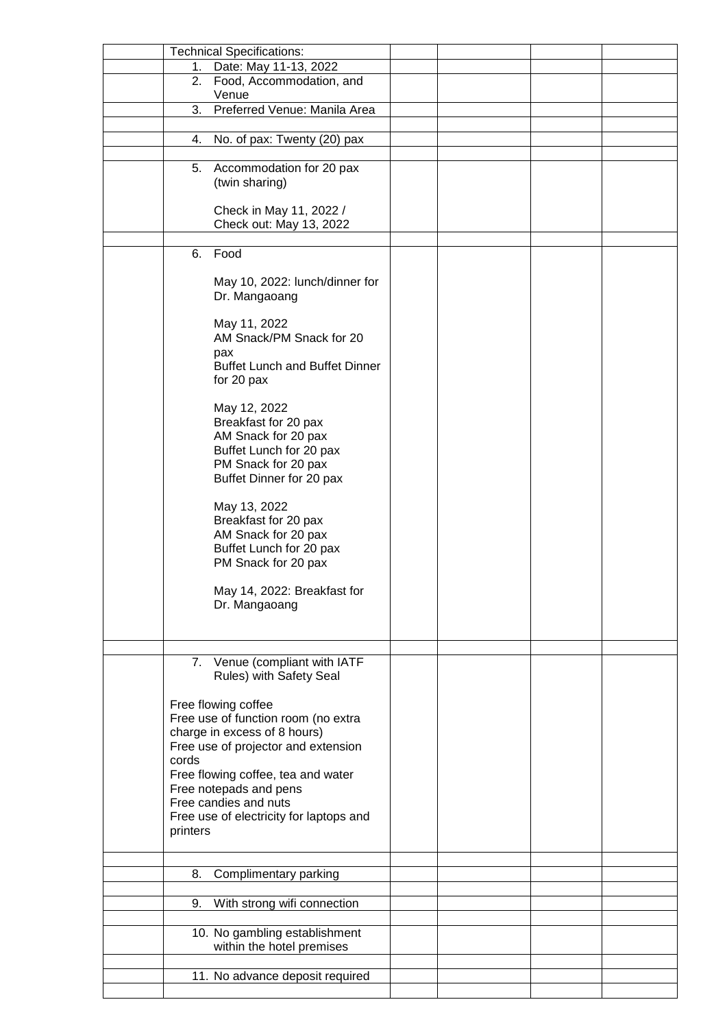| | Technical Specifications: | | | | |
|---|---|---|---|---|---|
| | 1. Date: May 11-13, 2022 | | | | |
| | 2. Food, Accommodation, and Venue | | | | |
| | 3. Preferred Venue: Manila Area | | | | |
| | | | | | |
| | 4. No. of pax: Twenty (20) pax | | | | |
| | | | | | |
| | 5. Accommodation for 20 pax (twin sharing)<br><br>Check in May 11, 2022 / Check out: May 13, 2022 | | | | |
| | | | | | |
| | 6. Food<br><br>May 10, 2022: lunch/dinner for Dr. Mangaoang<br><br>May 11, 2022<br>AM Snack/PM Snack for 20 pax<br>Buffet Lunch and Buffet Dinner for 20 pax<br><br>May 12, 2022<br>Breakfast for 20 pax<br>AM Snack for 20 pax<br>Buffet Lunch for 20 pax<br>PM Snack for 20 pax<br>Buffet Dinner for 20 pax<br><br>May 13, 2022<br>Breakfast for 20 pax<br>AM Snack for 20 pax<br>Buffet Lunch for 20 pax<br>PM Snack for 20 pax<br><br>May 14, 2022: Breakfast for Dr. Mangaoang | | | | |
| | | | | | |
| | 7. Venue (compliant with IATF Rules) with Safety Seal<br><br>Free flowing coffee<br>Free use of function room (no extra charge in excess of 8 hours)<br>Free use of projector and extension cords<br>Free flowing coffee, tea and water<br>Free notepads and pens<br>Free candies and nuts<br>Free use of electricity for laptops and printers | | | | |
| | | | | | |
| | 8. Complimentary parking | | | | |
| | | | | | |
| | 9. With strong wifi connection | | | | |
| | | | | | |
| | 10. No gambling establishment within the hotel premises | | | | |
| | | | | | |
| | 11. No advance deposit required | | | | |
| | | | | | |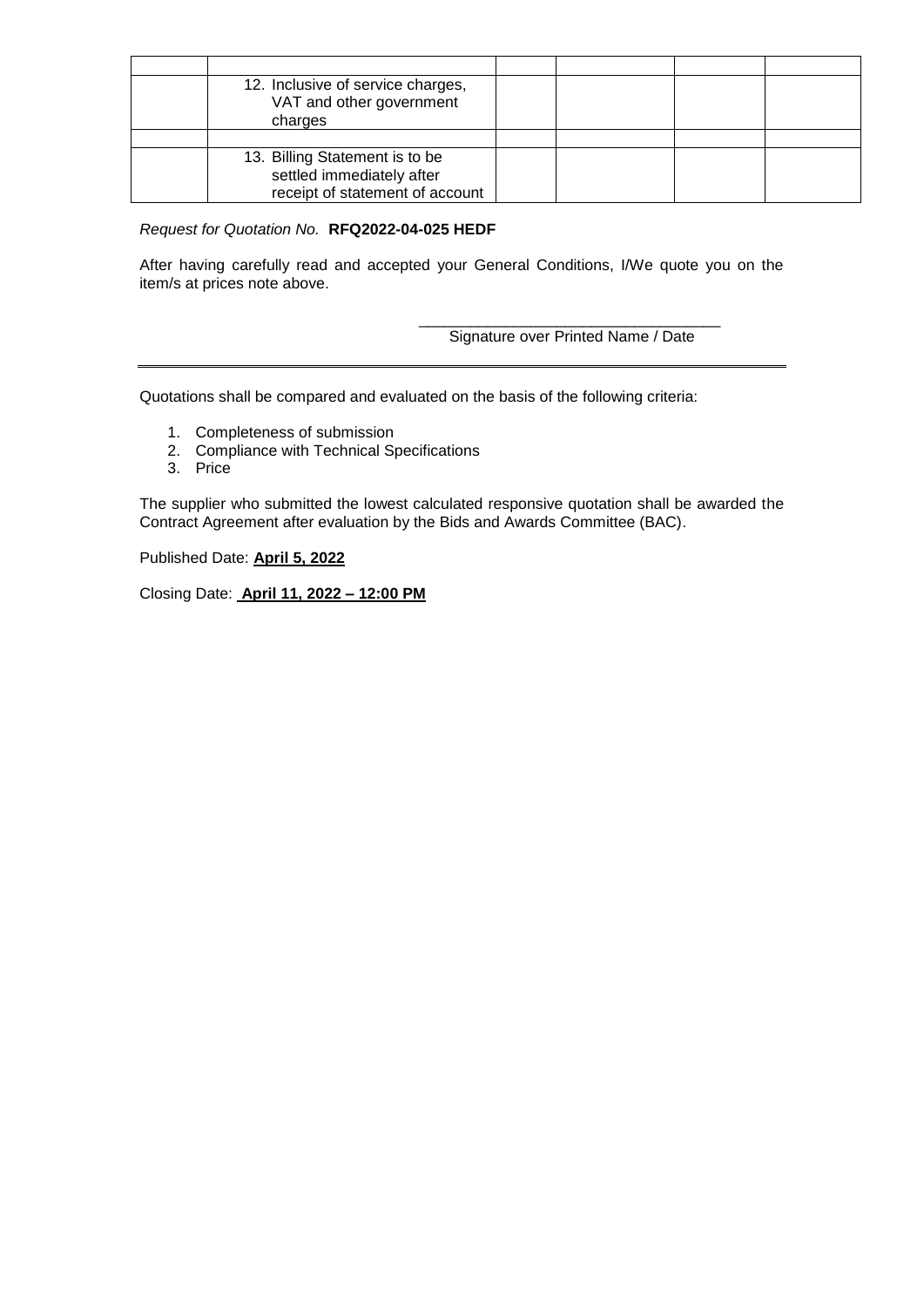| | | | | | |
|---|---|---|---|---|---|
| | | | | | |
| | 12. Inclusive of service charges, VAT and other government charges | | | | |
| | | | | | |
| | 13. Billing Statement is to be settled immediately after receipt of statement of account | | | | |

*Request for Quotation No.* **RFQ2022-04-025 HEDF**

After having carefully read and accepted your General Conditions, I/We quote you on the item/s at prices note above.

\_\_\_\_\_\_\_\_\_\_\_\_\_\_\_\_\_\_\_\_\_\_\_\_\_\_\_\_\_\_\_\_\_\_\_\_
Signature over Printed Name / Date

---

Quotations shall be compared and evaluated on the basis of the following criteria:

1. Completeness of submission
2. Compliance with Technical Specifications
3. Price

The supplier who submitted the lowest calculated responsive quotation shall be awarded the Contract Agreement after evaluation by the Bids and Awards Committee (BAC).

Published Date: **April 5, 2022**

Closing Date: **April 11, 2022 – 12:00 PM**